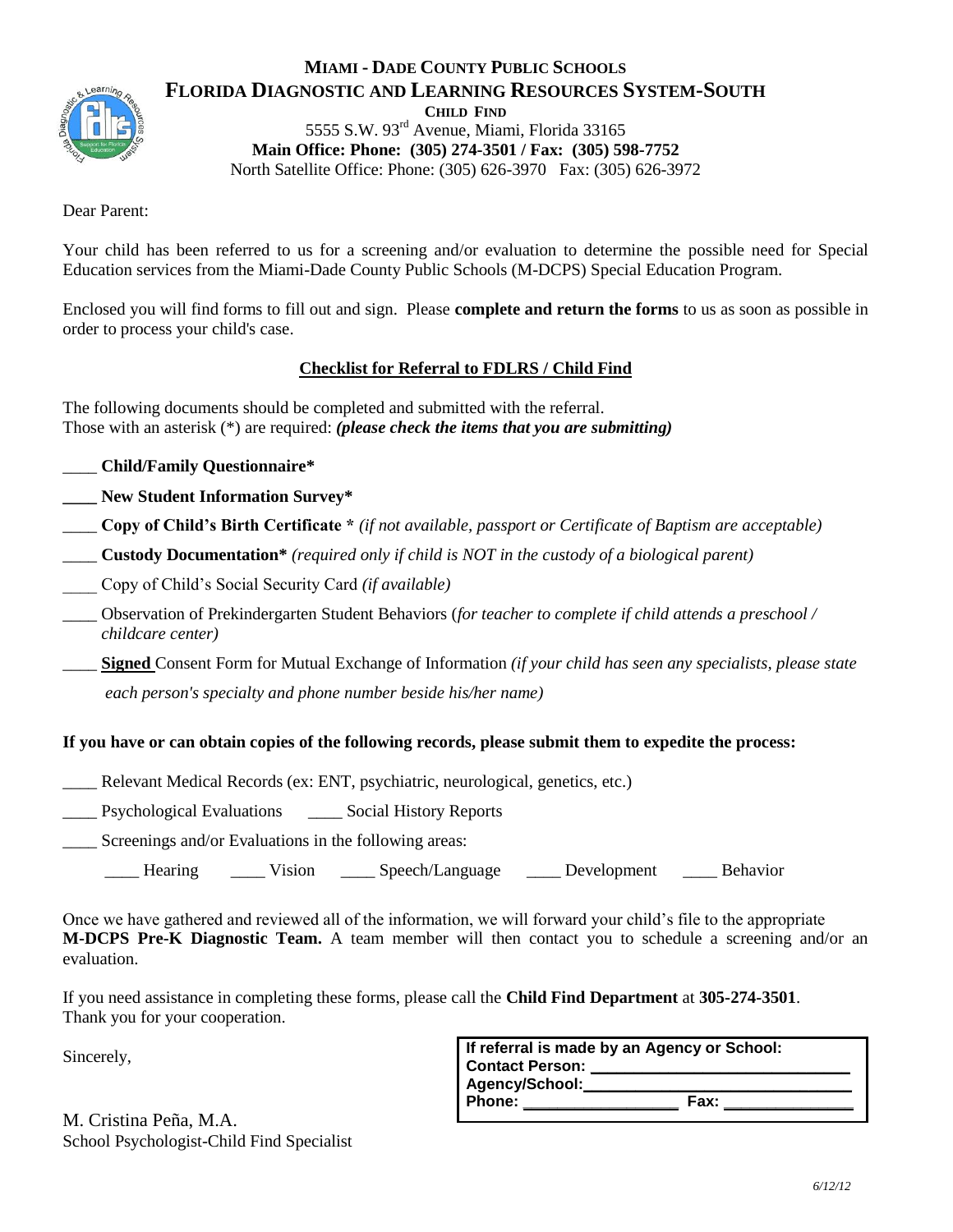# MIAMI - DADE COUNTY PUBLIC SCHOOLS
## FLORIDA DIAGNOSTIC AND LEARNING RESOURCES SYSTEM-SOUTH

**CHILD FIND**
5555 S.W. 93rd Avenue, Miami, Florida 33165
**Main Office: Phone: (305) 274-3501 / Fax: (305) 598-7752**
North Satellite Office: Phone: (305) 626-3970 Fax: (305) 626-3972

Dear Parent:

Your child has been referred to us for a screening and/or evaluation to determine the possible need for Special Education services from the Miami-Dade County Public Schools (M-DCPS) Special Education Program.

Enclosed you will find forms to fill out and sign. Please **complete and return the forms** to us as soon as possible in order to process your child's case.

### Checklist for Referral to FDLRS / Child Find

The following documents should be completed and submitted with the referral.
Those with an asterisk (*) are required: ***(please check the items that you are submitting)***

____ **Child/Family Questionnaire***

____ **New Student Information Survey***

____ **Copy of Child's Birth Certificate** * *(if not available, passport or Certificate of Baptism are acceptable)*

____ **Custody Documentation*** *(required only if child is NOT in the custody of a biological parent)*

____ Copy of Child's Social Security Card *(if available)*

____ Observation of Prekindergarten Student Behaviors (*for teacher to complete if child attends a preschool / childcare center)*

____ **Signed** Consent Form for Mutual Exchange of Information *(if your child has seen any specialists, please state each person's specialty and phone number beside his/her name)*

**If you have or can obtain copies of the following records, please submit them to expedite the process:**

____ Relevant Medical Records (ex: ENT, psychiatric, neurological, genetics, etc.)

____ Psychological Evaluations ____ Social History Reports

____ Screenings and/or Evaluations in the following areas:

____ Hearing ____ Vision ____ Speech/Language ____ Development ____ Behavior

Once we have gathered and reviewed all of the information, we will forward your child's file to the appropriate **M-DCPS Pre-K Diagnostic Team.** A team member will then contact you to schedule a screening and/or an evaluation.

If you need assistance in completing these forms, please call the **Child Find Department** at **305-274-3501**.
Thank you for your cooperation.

Sincerely,

M. Cristina Peña, M.A.
School Psychologist-Child Find Specialist

**If referral is made by an Agency or School:**
**Contact Person:** ______________________________
**Agency/School:**______________________________
**Phone:** __________________ **Fax:** _______________

*6/12/12*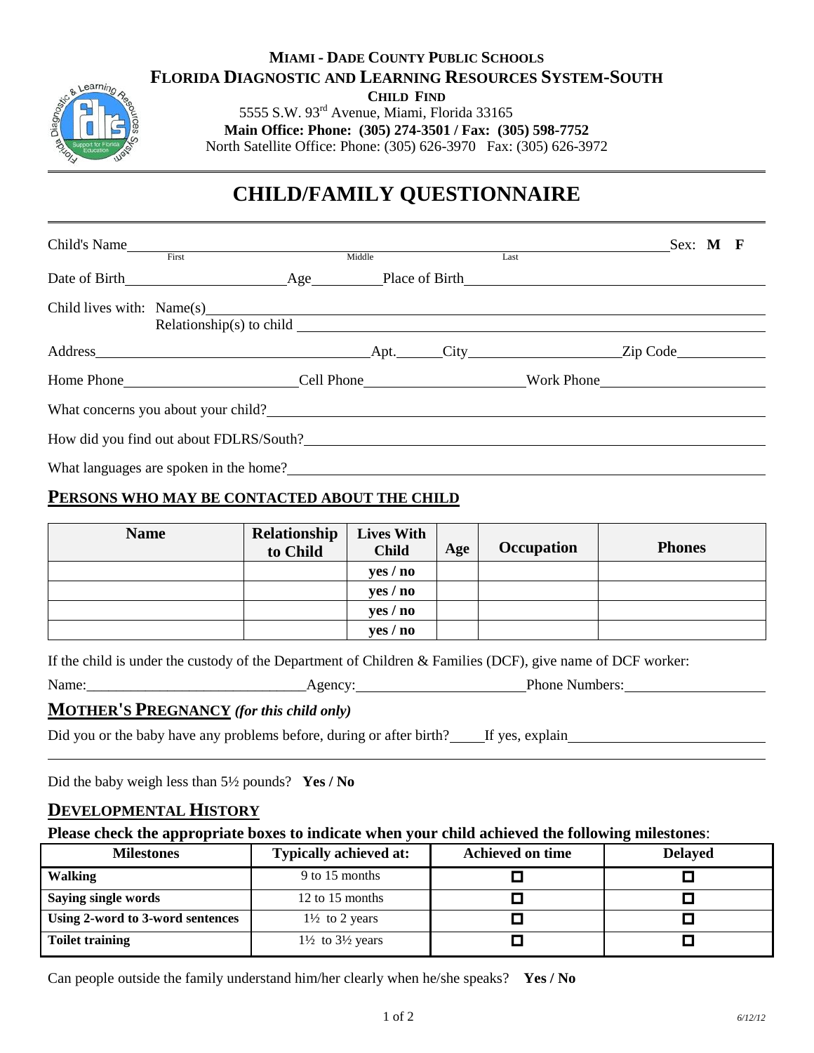**MIAMI - DADE COUNTY PUBLIC SCHOOLS**
**FLORIDA DIAGNOSTIC AND LEARNING RESOURCES SYSTEM-SOUTH**
**CHILD FIND**
5555 S.W. 93rd Avenue, Miami, Florida 33165
**Main Office: Phone: (305) 274-3501 / Fax: (305) 598-7752**
North Satellite Office: Phone: (305) 626-3970 Fax: (305) 626-3972

# CHILD/FAMILY QUESTIONNAIRE

Child's Name______________________________________________ Sex: **M F**
First Middle Last

Date of Birth____________________ Age__________ Place of Birth________________________________

Child lives with: Name(s)______________________________________________________________
Relationship(s) to child ______________________________________________________

Address_________________________________ Apt.______ City____________________ Zip Code__________

Home Phone______________________ Cell Phone______________________ Work Phone______________________

What concerns you about your child?______________________________________________________________

How did you find out about FDLRS/South?__________________________________________________________

What languages are spoken in the home?___________________________________________________________

## PERSONS WHO MAY BE CONTACTED ABOUT THE CHILD

| Name | Relationship to Child | Lives With Child | Age | Occupation | Phones |
|---|---|---|---|---|---|
| | | yes / no | | | |
| | | yes / no | | | |
| | | yes / no | | | |
| | | yes / no | | | |

If the child is under the custody of the Department of Children & Families (DCF), give name of DCF worker:

Name:______________________________ Agency:______________________ Phone Numbers:__________________

## MOTHER'S PREGNANCY *(for this child only)*

Did you or the baby have any problems before, during or after birth?_____ If yes, explain__________________________

______________________________________________________________________________________________

Did the baby weigh less than 5½ pounds? **Yes / No**

## DEVELOPMENTAL HISTORY

**Please check the appropriate boxes to indicate when your child achieved the following milestones**:

| Milestones | Typically achieved at: | Achieved on time | Delayed |
|---|---|---|---|
| **Walking** | 9 to 15 months | ☐ | ☐ |
| **Saying single words** | 12 to 15 months | ☐ | ☐ |
| **Using 2-word to 3-word sentences** | 1½ to 2 years | ☐ | ☐ |
| **Toilet training** | 1½ to 3½ years | ☐ | ☐ |

Can people outside the family understand him/her clearly when he/she speaks? **Yes / No**

*6/12/12*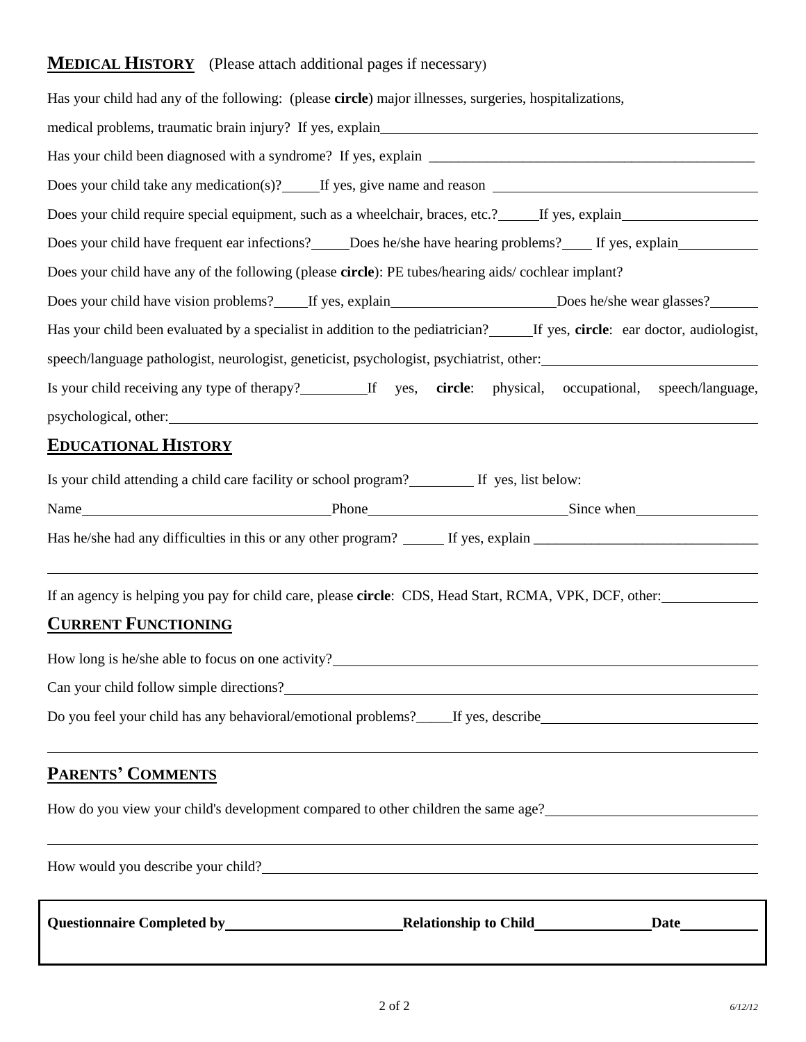## MEDICAL HISTORY (Please attach additional pages if necessary)

Has your child had any of the following: (please **circle**) major illnesses, surgeries, hospitalizations, medical problems, traumatic brain injury? If yes, explain ______________________________

Has your child been diagnosed with a syndrome? If yes, explain ______________________________

Does your child take any medication(s)? _____ If yes, give name and reason ______________________________

Does your child require special equipment, such as a wheelchair, braces, etc.? _____ If yes, explain ______________________________

Does your child have frequent ear infections? _____ Does he/she have hearing problems? ____ If yes, explain ______________________________

Does your child have any of the following (please **circle**): PE tubes/hearing aids/ cochlear implant?

Does your child have vision problems? _____ If yes, explain ______________________ Does he/she wear glasses? _______

Has your child been evaluated by a specialist in addition to the pediatrician? ______ If yes, **circle**: ear doctor, audiologist, speech/language pathologist, neurologist, geneticist, psychologist, psychiatrist, other: ______________________________

Is your child receiving any type of therapy? _________ If yes, **circle**: physical, occupational, speech/language, psychological, other: ______________________________

## EDUCATIONAL HISTORY

Is your child attending a child care facility or school program? _________ If yes, list below:

Name ______________________ Phone ______________________ Since when ______________________

Has he/she had any difficulties in this or any other program? ______ If yes, explain ______________________________

______________________________________________________________________

If an agency is helping you pay for child care, please **circle**: CDS, Head Start, RCMA, VPK, DCF, other: ____________

## CURRENT FUNCTIONING

How long is he/she able to focus on one activity? ______________________________

Can your child follow simple directions? ______________________________

Do you feel your child has any behavioral/emotional problems? _____ If yes, describe ______________________________

______________________________________________________________________

## PARENTS' COMMENTS

How do you view your child's development compared to other children the same age? ______________________________

______________________________________________________________________

How would you describe your child? ______________________________

**Questionnaire Completed by** ______________________ **Relationship to Child** ______________ **Date** __________

*6/12/12*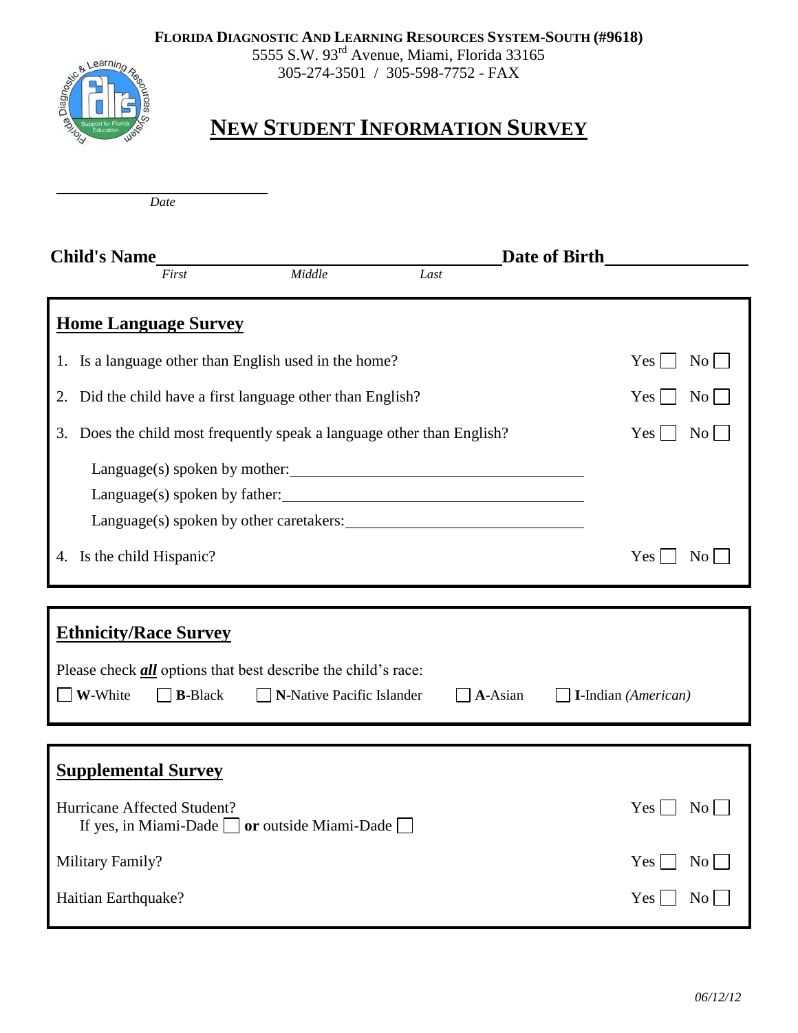**FLORIDA DIAGNOSTIC AND LEARNING RESOURCES SYSTEM-SOUTH (#9618)**
5555 S.W. 93rd Avenue, Miami, Florida 33165
305-274-3501 / 305-598-7752 - FAX

# NEW STUDENT INFORMATION SURVEY

______________________
*Date*

**Child's Name**________________________________________ **Date of Birth**______________
*First* *Middle* *Last*

## Home Language Survey

1. Is a language other than English used in the home? Yes ☐ No ☐
2. Did the child have a first language other than English? Yes ☐ No ☐
3. Does the child most frequently speak a language other than English? Yes ☐ No ☐

   Language(s) spoken by mother:______________________________
   Language(s) spoken by father:______________________________
   Language(s) spoken by other caretakers:______________________________

4. Is the child Hispanic? Yes ☐ No ☐

## Ethnicity/Race Survey

Please check ***all*** options that best describe the child's race:

☐ **W**-White ☐ **B**-Black ☐ **N**-Native Pacific Islander ☐ **A**-Asian ☐ **I**-Indian *(American)*

## Supplemental Survey

Hurricane Affected Student? Yes ☐ No ☐
If yes, in Miami-Dade ☐ **or** outside Miami-Dade ☐

Military Family? Yes ☐ No ☐

Haitian Earthquake? Yes ☐ No ☐

*06/12/12*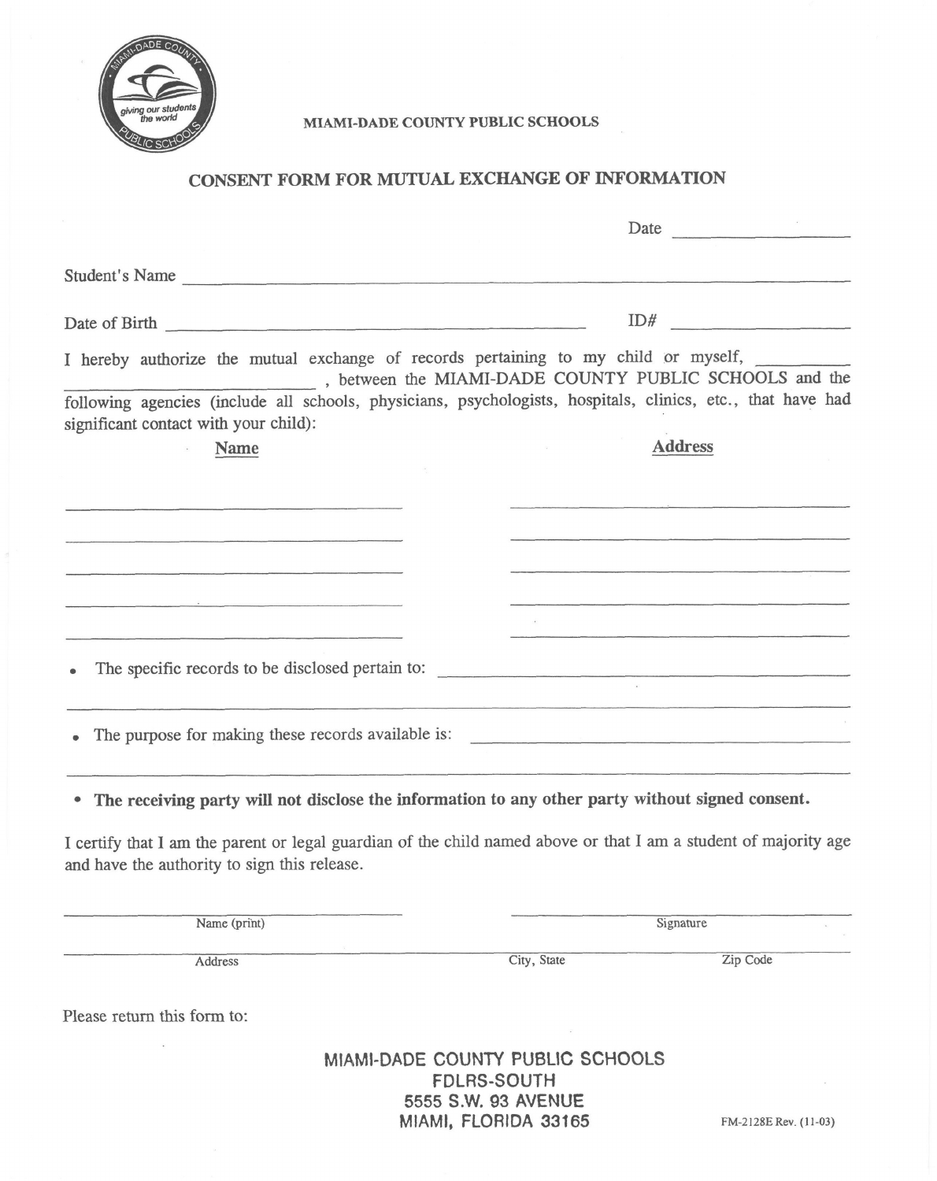MIAMI-DADE COUNTY PUBLIC SCHOOLS

## CONSENT FORM FOR MUTUAL EXCHANGE OF INFORMATION

Date ____________________

Student's Name ______________________________________________________________________

Date of Birth ______________________________________ ID# ____________________

I hereby authorize the mutual exchange of records pertaining to my child or myself, ____________________________________, between the MIAMI-DADE COUNTY PUBLIC SCHOOLS and the following agencies (include all schools, physicians, psychologists, hospitals, clinics, etc., that have had significant contact with your child):

| Name | Address |
| --- | --- |
| | |
| | |
| | |
| | |
| | |

- The specific records to be disclosed pertain to: ______________________________________________

_______________________________________________________________________________

- The purpose for making these records available is: ______________________________________________

_______________________________________________________________________________

- **The receiving party will not disclose the information to any other party without signed consent.**

I certify that I am the parent or legal guardian of the child named above or that I am a student of majority age and have the authority to sign this release.

| | |
| --- | --- |
| Name (print) | Signature |

| | | |
| --- | --- | --- |
| Address | City, State | Zip Code |

Please return this form to:

MIAMI-DADE COUNTY PUBLIC SCHOOLS
FDLRS-SOUTH
5555 S.W. 93 AVENUE
MIAMI, FLORIDA 33165

FM-2128E Rev. (11-03)